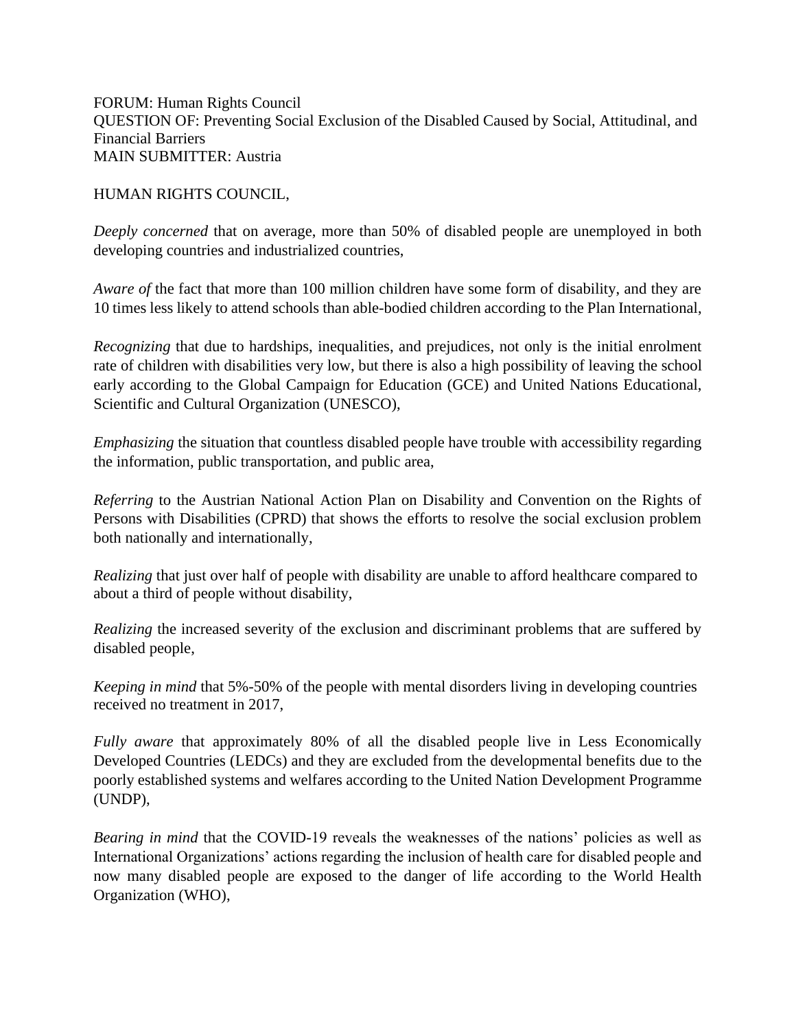FORUM: Human Rights Council
QUESTION OF: Preventing Social Exclusion of the Disabled Caused by Social, Attitudinal, and Financial Barriers
MAIN SUBMITTER: Austria

HUMAN RIGHTS COUNCIL,

*Deeply concerned* that on average, more than 50% of disabled people are unemployed in both developing countries and industrialized countries,

*Aware of* the fact that more than 100 million children have some form of disability, and they are 10 times less likely to attend schools than able-bodied children according to the Plan International,

*Recognizing* that due to hardships, inequalities, and prejudices, not only is the initial enrolment rate of children with disabilities very low, but there is also a high possibility of leaving the school early according to the Global Campaign for Education (GCE) and United Nations Educational, Scientific and Cultural Organization (UNESCO),

*Emphasizing* the situation that countless disabled people have trouble with accessibility regarding the information, public transportation, and public area,

*Referring* to the Austrian National Action Plan on Disability and Convention on the Rights of Persons with Disabilities (CPRD) that shows the efforts to resolve the social exclusion problem both nationally and internationally,

*Realizing* that just over half of people with disability are unable to afford healthcare compared to about a third of people without disability,

*Realizing* the increased severity of the exclusion and discriminant problems that are suffered by disabled people,

*Keeping in mind* that 5%-50% of the people with mental disorders living in developing countries received no treatment in 2017,

*Fully aware* that approximately 80% of all the disabled people live in Less Economically Developed Countries (LEDCs) and they are excluded from the developmental benefits due to the poorly established systems and welfares according to the United Nation Development Programme (UNDP),

*Bearing in mind* that the COVID-19 reveals the weaknesses of the nations' policies as well as International Organizations' actions regarding the inclusion of health care for disabled people and now many disabled people are exposed to the danger of life according to the World Health Organization (WHO),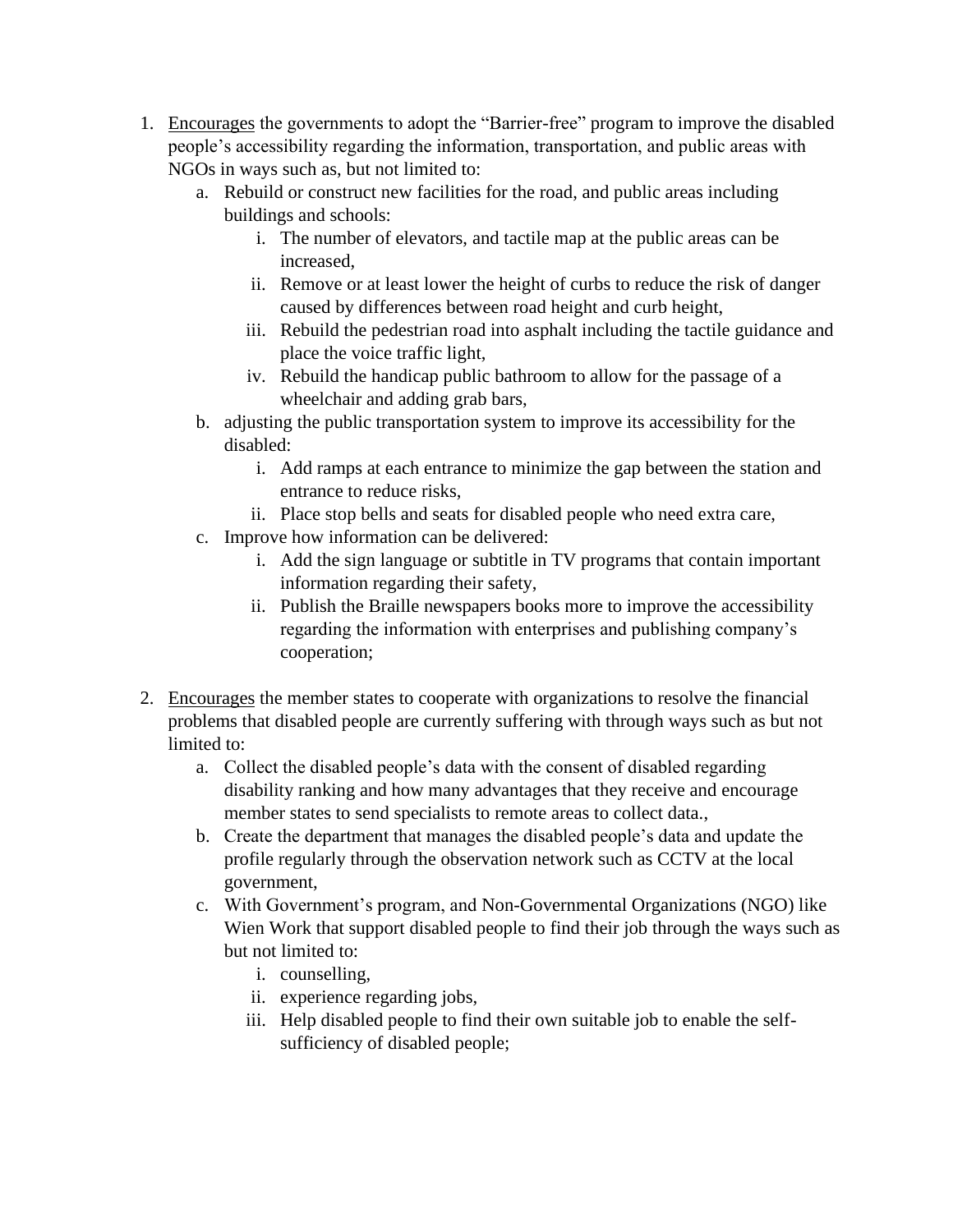1. <u>Encourages</u> the governments to adopt the "Barrier-free" program to improve the disabled people's accessibility regarding the information, transportation, and public areas with NGOs in ways such as, but not limited to:
    a. Rebuild or construct new facilities for the road, and public areas including buildings and schools:
        i. The number of elevators, and tactile map at the public areas can be increased,
        ii. Remove or at least lower the height of curbs to reduce the risk of danger caused by differences between road height and curb height,
        iii. Rebuild the pedestrian road into asphalt including the tactile guidance and place the voice traffic light,
        iv. Rebuild the handicap public bathroom to allow for the passage of a wheelchair and adding grab bars,
    b. adjusting the public transportation system to improve its accessibility for the disabled:
        i. Add ramps at each entrance to minimize the gap between the station and entrance to reduce risks,
        ii. Place stop bells and seats for disabled people who need extra care,
    c. Improve how information can be delivered:
        i. Add the sign language or subtitle in TV programs that contain important information regarding their safety,
        ii. Publish the Braille newspapers books more to improve the accessibility regarding the information with enterprises and publishing company's cooperation;

2. <u>Encourages</u> the member states to cooperate with organizations to resolve the financial problems that disabled people are currently suffering with through ways such as but not limited to:
    a. Collect the disabled people's data with the consent of disabled regarding disability ranking and how many advantages that they receive and encourage member states to send specialists to remote areas to collect data.,
    b. Create the department that manages the disabled people's data and update the profile regularly through the observation network such as CCTV at the local government,
    c. With Government's program, and Non-Governmental Organizations (NGO) like Wien Work that support disabled people to find their job through the ways such as but not limited to:
        i. counselling,
        ii. experience regarding jobs,
        iii. Help disabled people to find their own suitable job to enable the self-sufficiency of disabled people;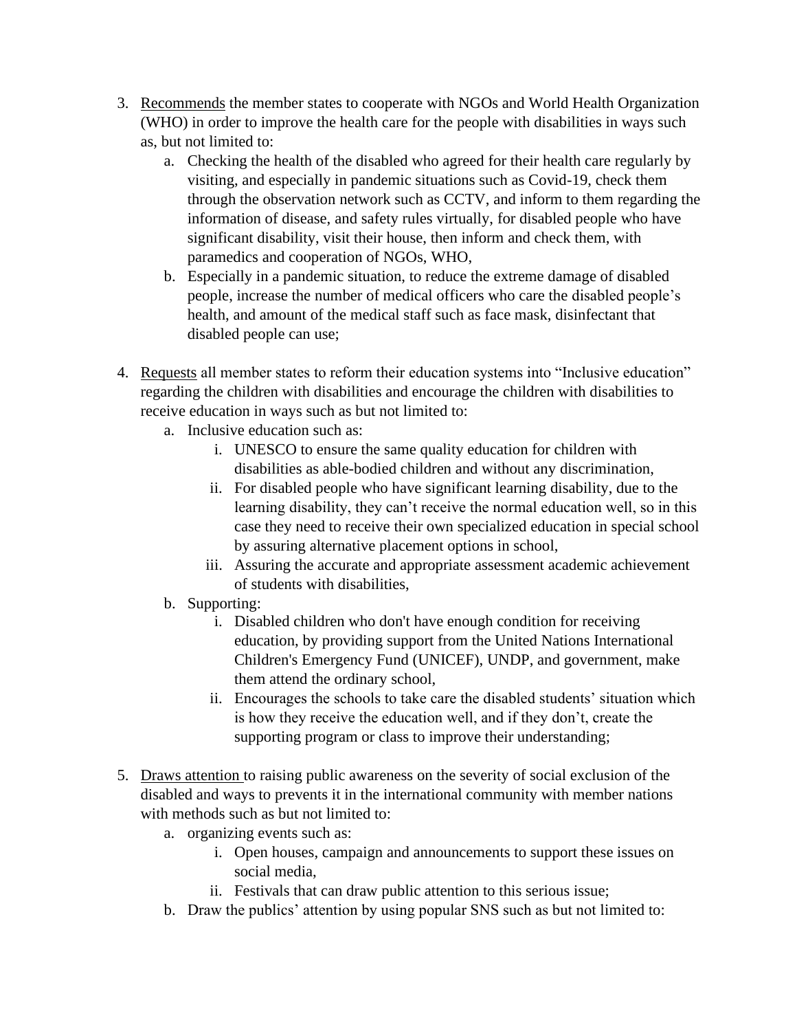3. <u>Recommends</u> the member states to cooperate with NGOs and World Health Organization (WHO) in order to improve the health care for the people with disabilities in ways such as, but not limited to:
    a. Checking the health of the disabled who agreed for their health care regularly by visiting, and especially in pandemic situations such as Covid-19, check them through the observation network such as CCTV, and inform to them regarding the information of disease, and safety rules virtually, for disabled people who have significant disability, visit their house, then inform and check them, with paramedics and cooperation of NGOs, WHO,
    b. Especially in a pandemic situation, to reduce the extreme damage of disabled people, increase the number of medical officers who care the disabled people's health, and amount of the medical staff such as face mask, disinfectant that disabled people can use;

4. <u>Requests</u> all member states to reform their education systems into "Inclusive education" regarding the children with disabilities and encourage the children with disabilities to receive education in ways such as but not limited to:
    a. Inclusive education such as:
        i. UNESCO to ensure the same quality education for children with disabilities as able-bodied children and without any discrimination,
        ii. For disabled people who have significant learning disability, due to the learning disability, they can't receive the normal education well, so in this case they need to receive their own specialized education in special school by assuring alternative placement options in school,
        iii. Assuring the accurate and appropriate assessment academic achievement of students with disabilities,
    b. Supporting:
        i. Disabled children who don't have enough condition for receiving education, by providing support from the United Nations International Children's Emergency Fund (UNICEF), UNDP, and government, make them attend the ordinary school,
        ii. Encourages the schools to take care the disabled students' situation which is how they receive the education well, and if they don't, create the supporting program or class to improve their understanding;

5. <u>Draws attention</u> to raising public awareness on the severity of social exclusion of the disabled and ways to prevents it in the international community with member nations with methods such as but not limited to:
    a. organizing events such as:
        i. Open houses, campaign and announcements to support these issues on social media,
        ii. Festivals that can draw public attention to this serious issue;
    b. Draw the publics' attention by using popular SNS such as but not limited to: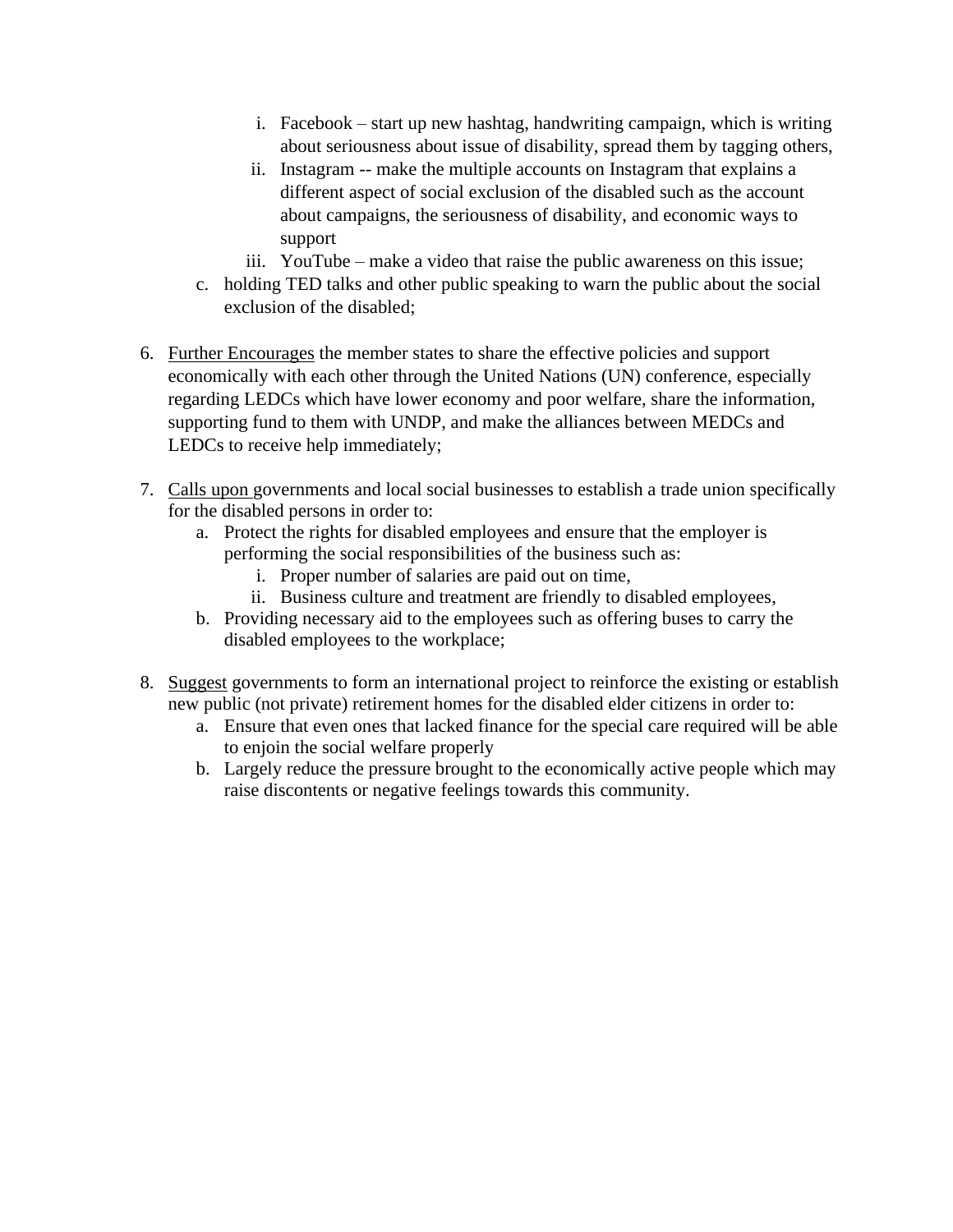i. Facebook – start up new hashtag, handwriting campaign, which is writing about seriousness about issue of disability, spread them by tagging others,
   ii. Instagram -- make the multiple accounts on Instagram that explains a different aspect of social exclusion of the disabled such as the account about campaigns, the seriousness of disability, and economic ways to support
   iii. YouTube – make a video that raise the public awareness on this issue;

c. holding TED talks and other public speaking to warn the public about the social exclusion of the disabled;

6. <u>Further Encourages</u> the member states to share the effective policies and support economically with each other through the United Nations (UN) conference, especially regarding LEDCs which have lower economy and poor welfare, share the information, supporting fund to them with UNDP, and make the alliances between MEDCs and LEDCs to receive help immediately;

7. <u>Calls upon</u> governments and local social businesses to establish a trade union specifically for the disabled persons in order to:
   a. Protect the rights for disabled employees and ensure that the employer is performing the social responsibilities of the business such as:
      i. Proper number of salaries are paid out on time,
      ii. Business culture and treatment are friendly to disabled employees,
   b. Providing necessary aid to the employees such as offering buses to carry the disabled employees to the workplace;

8. <u>Suggest</u> governments to form an international project to reinforce the existing or establish new public (not private) retirement homes for the disabled elder citizens in order to:
   a. Ensure that even ones that lacked finance for the special care required will be able to enjoin the social welfare properly
   b. Largely reduce the pressure brought to the economically active people which may raise discontents or negative feelings towards this community.